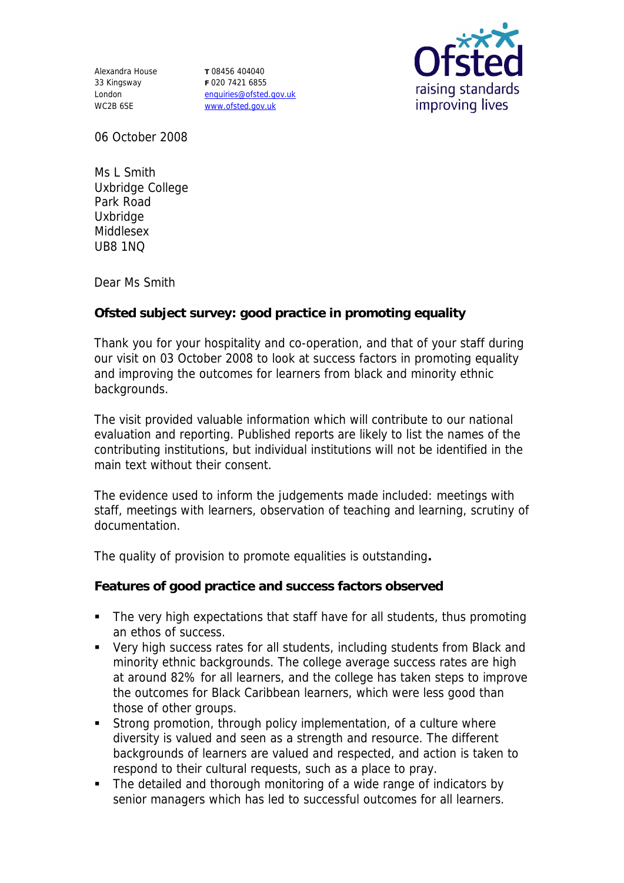Alexandra House
33 Kingsway
London
WC2B 6SE

T 08456 404040
F 020 7421 6855
enquiries@ofsted.gov.uk
www.ofsted.gov.uk

Ofsted
raising standards
improving lives

06 October 2008

Ms L Smith
Uxbridge College
Park Road
Uxbridge
Middlesex
UB8 1NQ

Dear Ms Smith

**Ofsted subject survey: good practice in promoting equality**

Thank you for your hospitality and co-operation, and that of your staff during our visit on 03 October 2008 to look at success factors in promoting equality and improving the outcomes for learners from black and minority ethnic backgrounds.

The visit provided valuable information which will contribute to our national evaluation and reporting. Published reports are likely to list the names of the contributing institutions, but individual institutions will not be identified in the main text without their consent.

The evidence used to inform the judgements made included: meetings with staff, meetings with learners, observation of teaching and learning, scrutiny of documentation.

The quality of provision to promote equalities is outstanding**.**

**Features of good practice and success factors observed**

- The very high expectations that staff have for all students, thus promoting an ethos of success.
- Very high success rates for all students, including students from Black and minority ethnic backgrounds. The college average success rates are high at around 82% for all learners, and the college has taken steps to improve the outcomes for Black Caribbean learners, which were less good than those of other groups.
- Strong promotion, through policy implementation, of a culture where diversity is valued and seen as a strength and resource. The different backgrounds of learners are valued and respected, and action is taken to respond to their cultural requests, such as a place to pray.
- The detailed and thorough monitoring of a wide range of indicators by senior managers which has led to successful outcomes for all learners.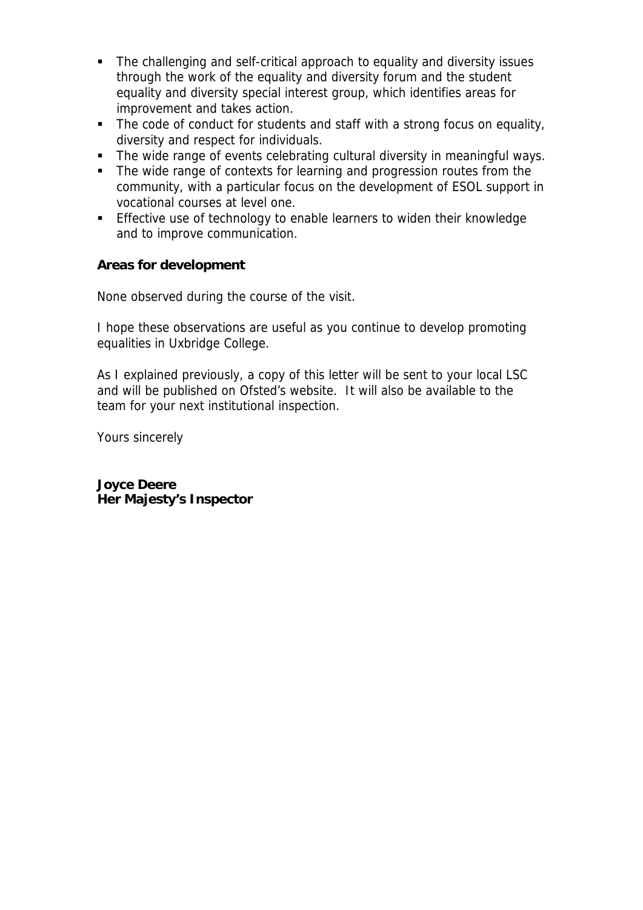- The challenging and self-critical approach to equality and diversity issues through the work of the equality and diversity forum and the student equality and diversity special interest group, which identifies areas for improvement and takes action.
- The code of conduct for students and staff with a strong focus on equality, diversity and respect for individuals.
- The wide range of events celebrating cultural diversity in meaningful ways.
- The wide range of contexts for learning and progression routes from the community, with a particular focus on the development of ESOL support in vocational courses at level one.
- Effective use of technology to enable learners to widen their knowledge and to improve communication.

**Areas for development**

None observed during the course of the visit.

I hope these observations are useful as you continue to develop promoting equalities in Uxbridge College.

As I explained previously, a copy of this letter will be sent to your local LSC and will be published on Ofsted's website. It will also be available to the team for your next institutional inspection.

Yours sincerely

**Joyce Deere**
**Her Majesty's Inspector**